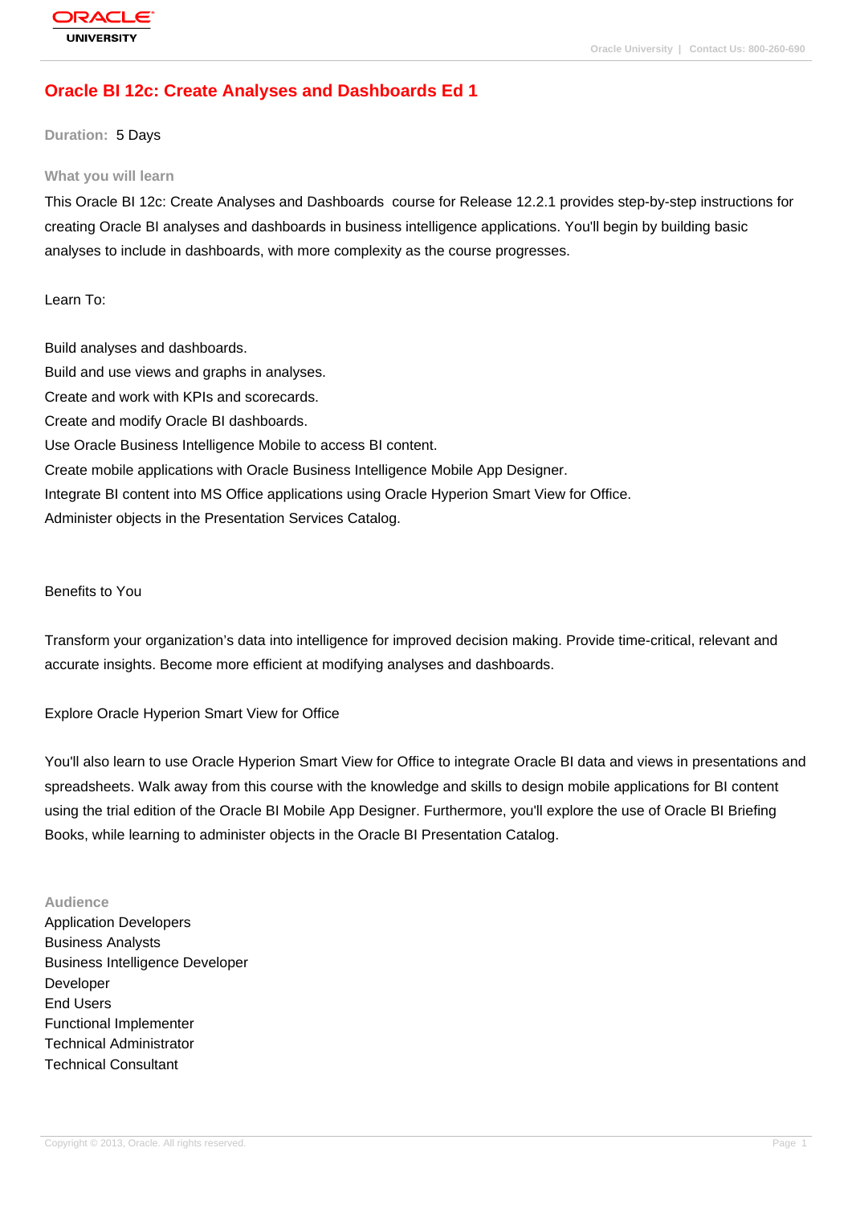# Oracle BI 12c: Create Analyses and Dashboards Ed 1

**Duration:** 5 Days

## What you will learn

This Oracle BI 12c: Create Analyses and Dashboards  course for Release 12.2.1 provides step-by-step instructions for creating Oracle BI analyses and dashboards in business intelligence applications. You'll begin by building basic analyses to include in dashboards, with more complexity as the course progresses.

Learn To:

Build analyses and dashboards.
Build and use views and graphs in analyses.
Create and work with KPIs and scorecards.
Create and modify Oracle BI dashboards.
Use Oracle Business Intelligence Mobile to access BI content.
Create mobile applications with Oracle Business Intelligence Mobile App Designer.
Integrate BI content into MS Office applications using Oracle Hyperion Smart View for Office.
Administer objects in the Presentation Services Catalog.

Benefits to You

Transform your organization's data into intelligence for improved decision making. Provide time-critical, relevant and accurate insights. Become more efficient at modifying analyses and dashboards.

Explore Oracle Hyperion Smart View for Office

You'll also learn to use Oracle Hyperion Smart View for Office to integrate Oracle BI data and views in presentations and spreadsheets. Walk away from this course with the knowledge and skills to design mobile applications for BI content using the trial edition of the Oracle BI Mobile App Designer. Furthermore, you'll explore the use of Oracle BI Briefing Books, while learning to administer objects in the Oracle BI Presentation Catalog.

## Audience

Application Developers
Business Analysts
Business Intelligence Developer
Developer
End Users
Functional Implementer
Technical Administrator
Technical Consultant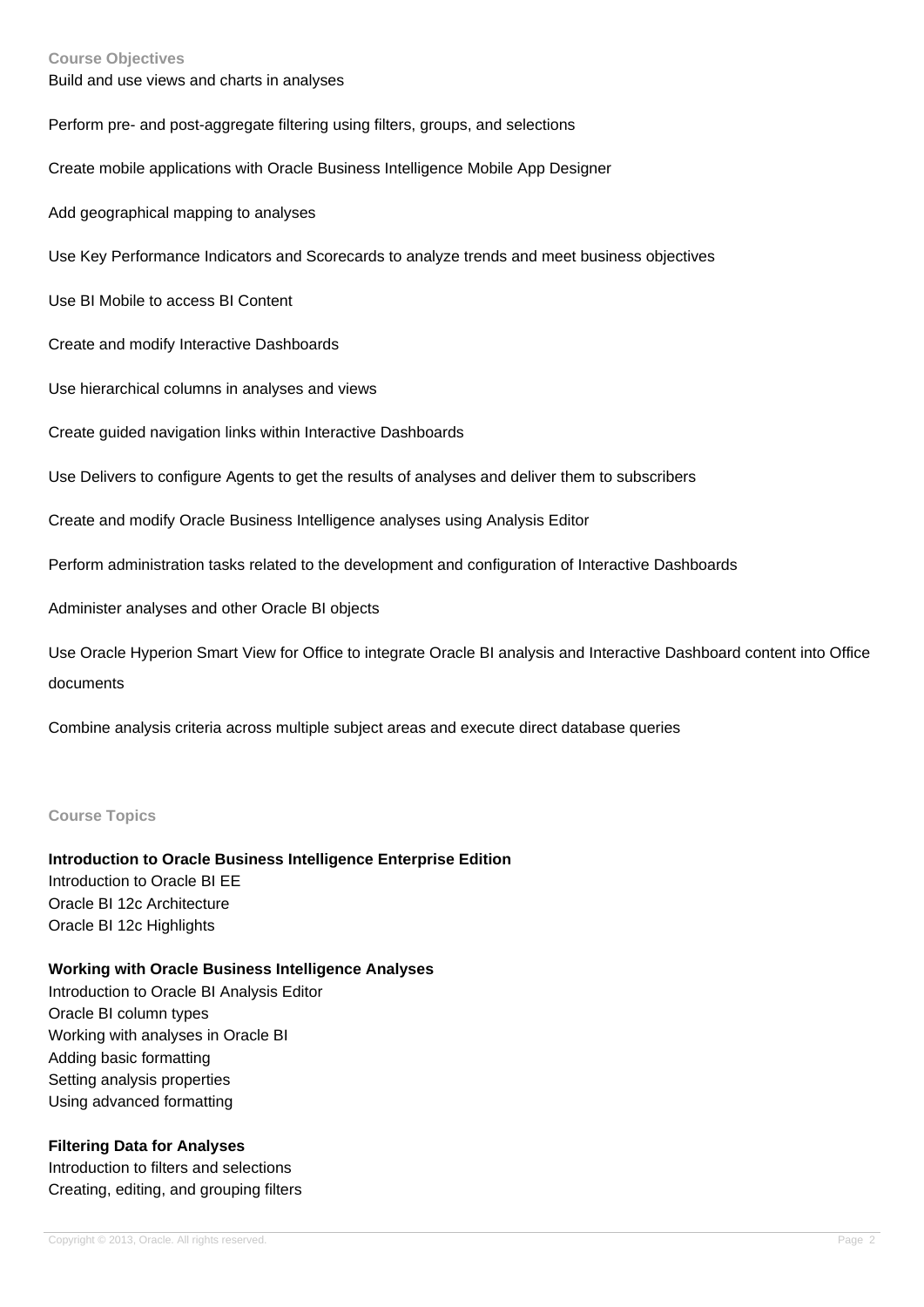## Course Objectives

Build and use views and charts in analyses

Perform pre- and post-aggregate filtering using filters, groups, and selections

Create mobile applications with Oracle Business Intelligence Mobile App Designer

Add geographical mapping to analyses

Use Key Performance Indicators and Scorecards to analyze trends and meet business objectives

Use BI Mobile to access BI Content

Create and modify Interactive Dashboards

Use hierarchical columns in analyses and views

Create guided navigation links within Interactive Dashboards

Use Delivers to configure Agents to get the results of analyses and deliver them to subscribers

Create and modify Oracle Business Intelligence analyses using Analysis Editor

Perform administration tasks related to the development and configuration of Interactive Dashboards

Administer analyses and other Oracle BI objects

Use Oracle Hyperion Smart View for Office to integrate Oracle BI analysis and Interactive Dashboard content into Office documents

Combine analysis criteria across multiple subject areas and execute direct database queries

## Course Topics

**Introduction to Oracle Business Intelligence Enterprise Edition**
Introduction to Oracle BI EE
Oracle BI 12c Architecture
Oracle BI 12c Highlights

**Working with Oracle Business Intelligence Analyses**
Introduction to Oracle BI Analysis Editor
Oracle BI column types
Working with analyses in Oracle BI
Adding basic formatting
Setting analysis properties
Using advanced formatting

**Filtering Data for Analyses**
Introduction to filters and selections
Creating, editing, and grouping filters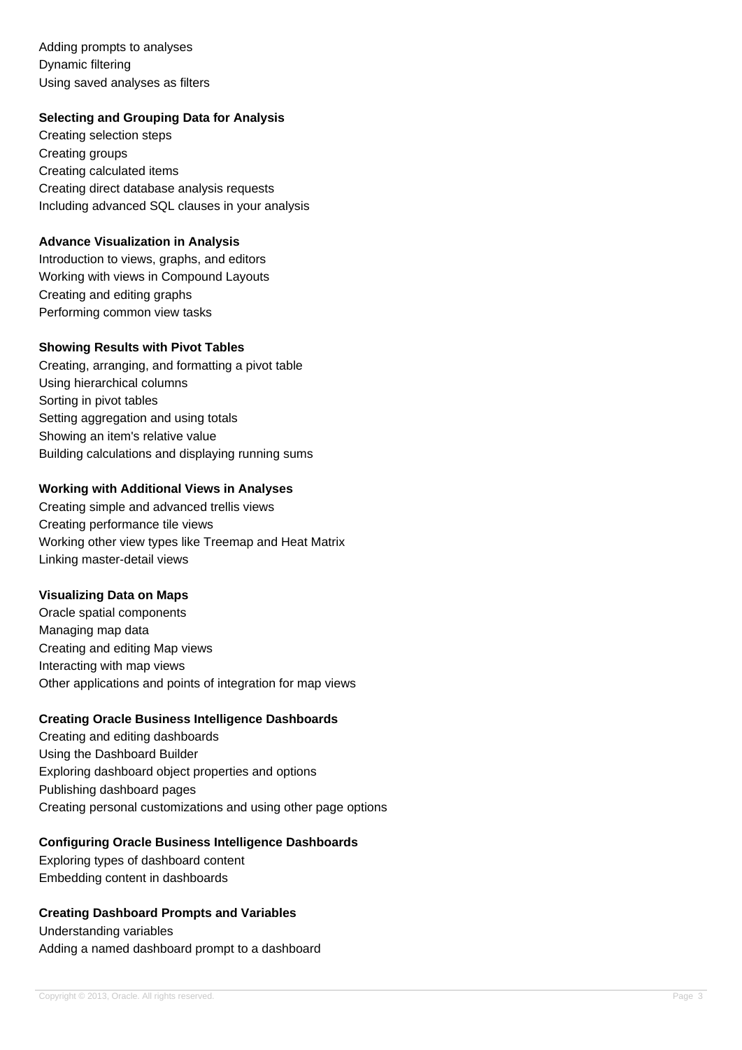Adding prompts to analyses
Dynamic filtering
Using saved analyses as filters

**Selecting and Grouping Data for Analysis**

Creating selection steps
Creating groups
Creating calculated items
Creating direct database analysis requests
Including advanced SQL clauses in your analysis

**Advance Visualization in Analysis**

Introduction to views, graphs, and editors
Working with views in Compound Layouts
Creating and editing graphs
Performing common view tasks

**Showing Results with Pivot Tables**

Creating, arranging, and formatting a pivot table
Using hierarchical columns
Sorting in pivot tables
Setting aggregation and using totals
Showing an item's relative value
Building calculations and displaying running sums

**Working with Additional Views in Analyses**

Creating simple and advanced trellis views
Creating performance tile views
Working other view types like Treemap and Heat Matrix
Linking master-detail views

**Visualizing Data on Maps**

Oracle spatial components
Managing map data
Creating and editing Map views
Interacting with map views
Other applications and points of integration for map views

**Creating Oracle Business Intelligence Dashboards**

Creating and editing dashboards
Using the Dashboard Builder
Exploring dashboard object properties and options
Publishing dashboard pages
Creating personal customizations and using other page options

**Configuring Oracle Business Intelligence Dashboards**

Exploring types of dashboard content
Embedding content in dashboards

**Creating Dashboard Prompts and Variables**

Understanding variables
Adding a named dashboard prompt to a dashboard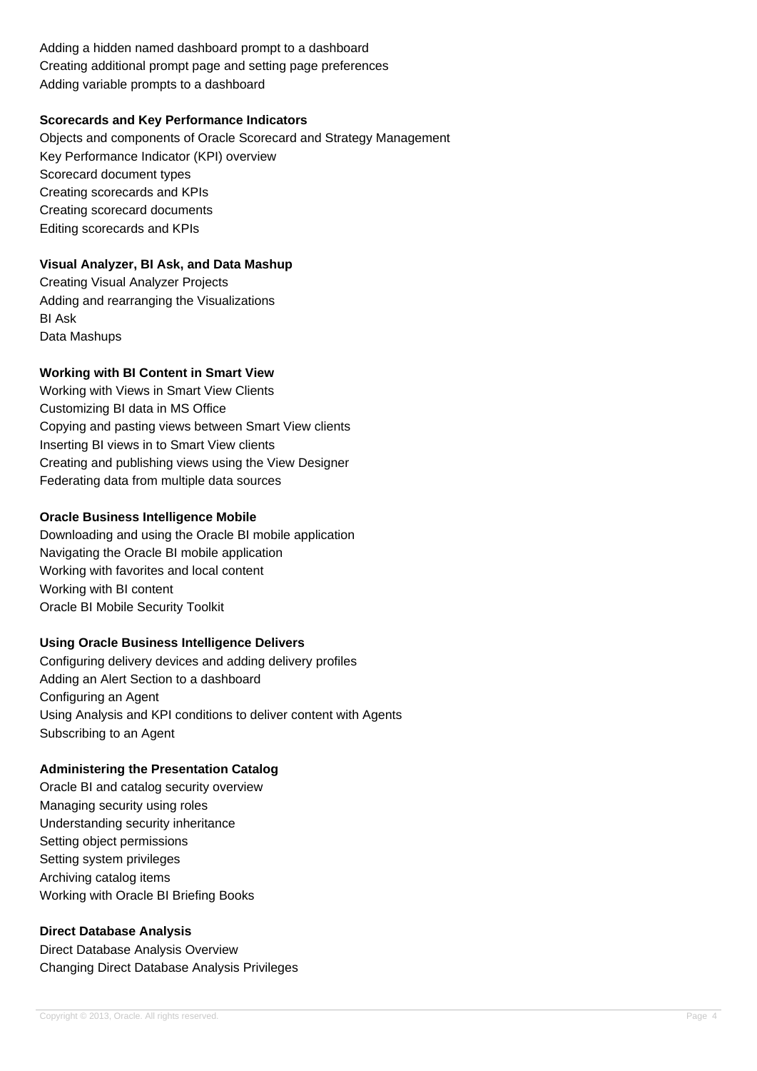Adding a hidden named dashboard prompt to a dashboard
Creating additional prompt page and setting page preferences
Adding variable prompts to a dashboard

**Scorecards and Key Performance Indicators**

Objects and components of Oracle Scorecard and Strategy Management
Key Performance Indicator (KPI) overview
Scorecard document types
Creating scorecards and KPIs
Creating scorecard documents
Editing scorecards and KPIs

**Visual Analyzer, BI Ask, and Data Mashup**

Creating Visual Analyzer Projects
Adding and rearranging the Visualizations
BI Ask
Data Mashups

**Working with BI Content in Smart View**

Working with Views in Smart View Clients
Customizing BI data in MS Office
Copying and pasting views between Smart View clients
Inserting BI views in to Smart View clients
Creating and publishing views using the View Designer
Federating data from multiple data sources

**Oracle Business Intelligence Mobile**

Downloading and using the Oracle BI mobile application
Navigating the Oracle BI mobile application
Working with favorites and local content
Working with BI content
Oracle BI Mobile Security Toolkit

**Using Oracle Business Intelligence Delivers**

Configuring delivery devices and adding delivery profiles
Adding an Alert Section to a dashboard
Configuring an Agent
Using Analysis and KPI conditions to deliver content with Agents
Subscribing to an Agent

**Administering the Presentation Catalog**

Oracle BI and catalog security overview
Managing security using roles
Understanding security inheritance
Setting object permissions
Setting system privileges
Archiving catalog items
Working with Oracle BI Briefing Books

**Direct Database Analysis**

Direct Database Analysis Overview
Changing Direct Database Analysis Privileges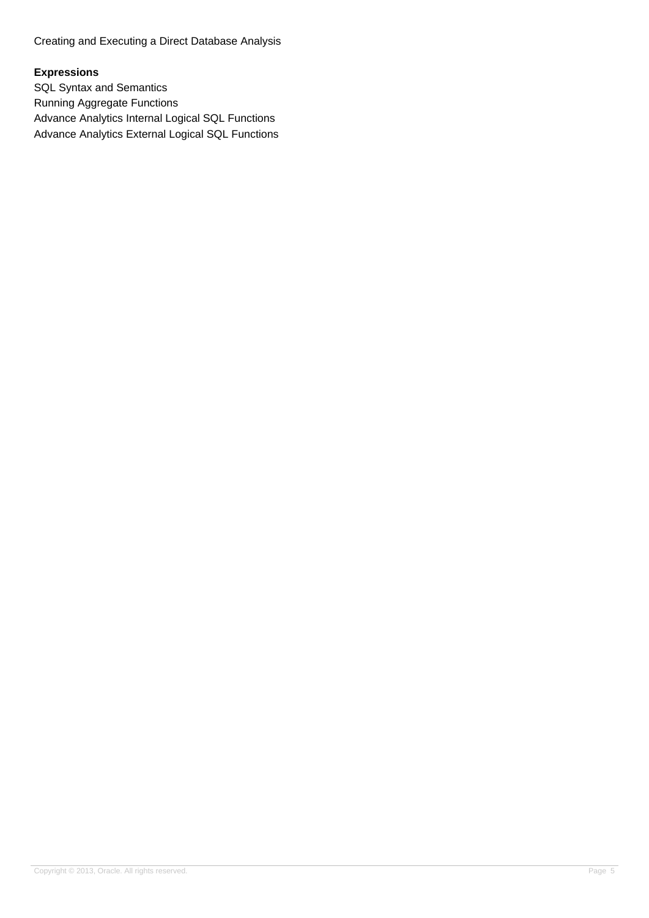Creating and Executing a Direct Database Analysis

**Expressions**

SQL Syntax and Semantics
Running Aggregate Functions
Advance Analytics Internal Logical SQL Functions
Advance Analytics External Logical SQL Functions